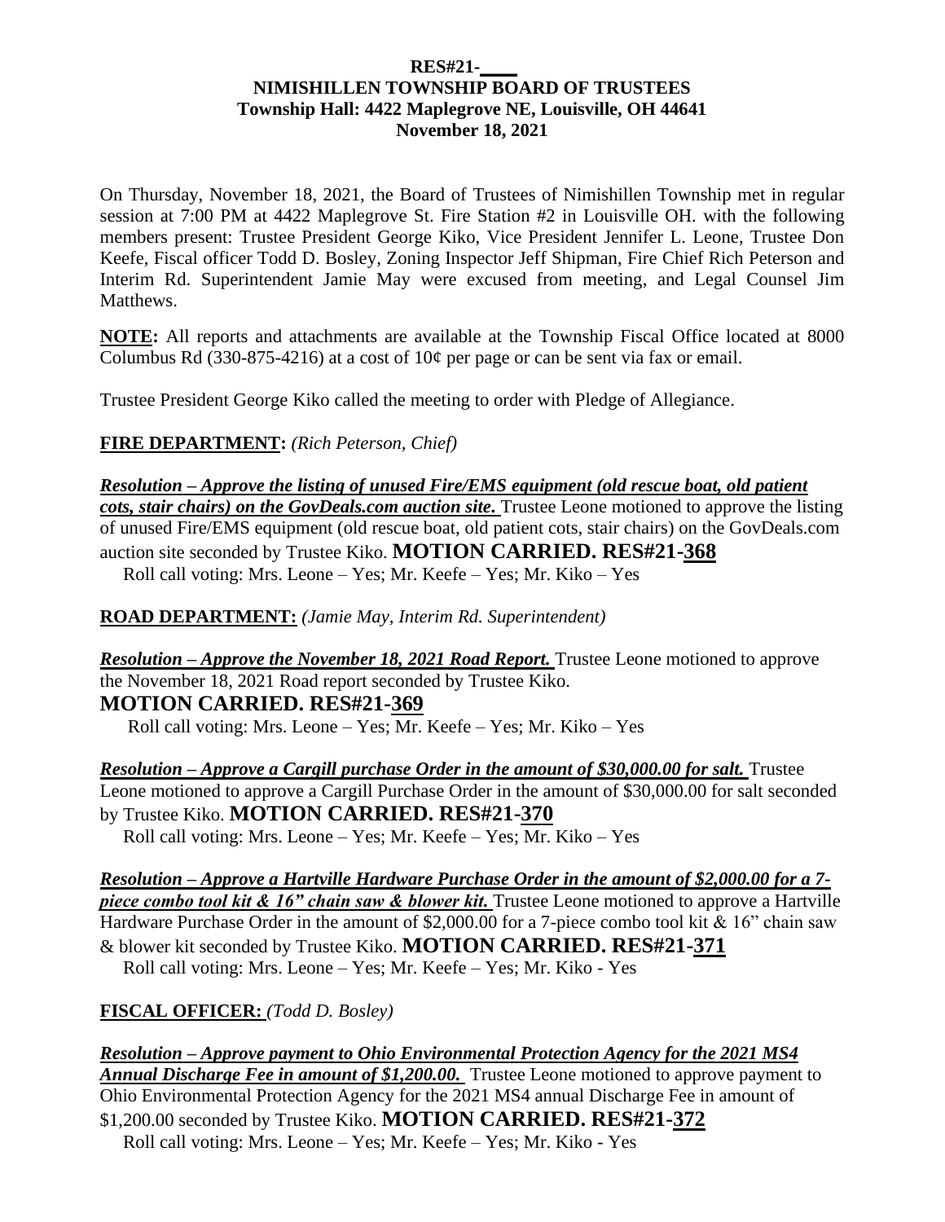**RES#21-\_\_\_\_**
**NIMISHILLEN TOWNSHIP BOARD OF TRUSTEES**
**Township Hall: 4422 Maplegrove NE, Louisville, OH 44641**
**November 18, 2021**

On Thursday, November 18, 2021, the Board of Trustees of Nimishillen Township met in regular session at 7:00 PM at 4422 Maplegrove St. Fire Station #2 in Louisville OH. with the following members present: Trustee President George Kiko, Vice President Jennifer L. Leone, Trustee Don Keefe, Fiscal officer Todd D. Bosley, Zoning Inspector Jeff Shipman, Fire Chief Rich Peterson and Interim Rd. Superintendent Jamie May were excused from meeting, and Legal Counsel Jim Matthews.

**NOTE:** All reports and attachments are available at the Township Fiscal Office located at 8000 Columbus Rd (330-875-4216) at a cost of 10¢ per page or can be sent via fax or email.

Trustee President George Kiko called the meeting to order with Pledge of Allegiance.

**FIRE DEPARTMENT:** *(Rich Peterson, Chief)*

***Resolution – Approve the listing of unused Fire/EMS equipment (old rescue boat, old patient cots, stair chairs) on the GovDeals.com auction site.*** Trustee Leone motioned to approve the listing of unused Fire/EMS equipment (old rescue boat, old patient cots, stair chairs) on the GovDeals.com auction site seconded by Trustee Kiko. **MOTION CARRIED. RES#21-368**
Roll call voting: Mrs. Leone – Yes; Mr. Keefe – Yes; Mr. Kiko – Yes

**ROAD DEPARTMENT:** *(Jamie May, Interim Rd. Superintendent)*

***Resolution – Approve the November 18, 2021 Road Report.*** Trustee Leone motioned to approve the November 18, 2021 Road report seconded by Trustee Kiko.
**MOTION CARRIED. RES#21-369**
Roll call voting: Mrs. Leone – Yes; Mr. Keefe – Yes; Mr. Kiko – Yes

***Resolution – Approve a Cargill purchase Order in the amount of $30,000.00 for salt.*** Trustee Leone motioned to approve a Cargill Purchase Order in the amount of $30,000.00 for salt seconded by Trustee Kiko. **MOTION CARRIED. RES#21-370**
Roll call voting: Mrs. Leone – Yes; Mr. Keefe – Yes; Mr. Kiko – Yes

***Resolution – Approve a Hartville Hardware Purchase Order in the amount of $2,000.00 for a 7-piece combo tool kit & 16" chain saw & blower kit.*** Trustee Leone motioned to approve a Hartville Hardware Purchase Order in the amount of $2,000.00 for a 7-piece combo tool kit & 16" chain saw & blower kit seconded by Trustee Kiko. **MOTION CARRIED. RES#21-371**
Roll call voting: Mrs. Leone – Yes; Mr. Keefe – Yes; Mr. Kiko - Yes

**FISCAL OFFICER:** *(Todd D. Bosley)*

***Resolution – Approve payment to Ohio Environmental Protection Agency for the 2021 MS4 Annual Discharge Fee in amount of $1,200.00.*** Trustee Leone motioned to approve payment to Ohio Environmental Protection Agency for the 2021 MS4 annual Discharge Fee in amount of $1,200.00 seconded by Trustee Kiko. **MOTION CARRIED. RES#21-372**
Roll call voting: Mrs. Leone – Yes; Mr. Keefe – Yes; Mr. Kiko - Yes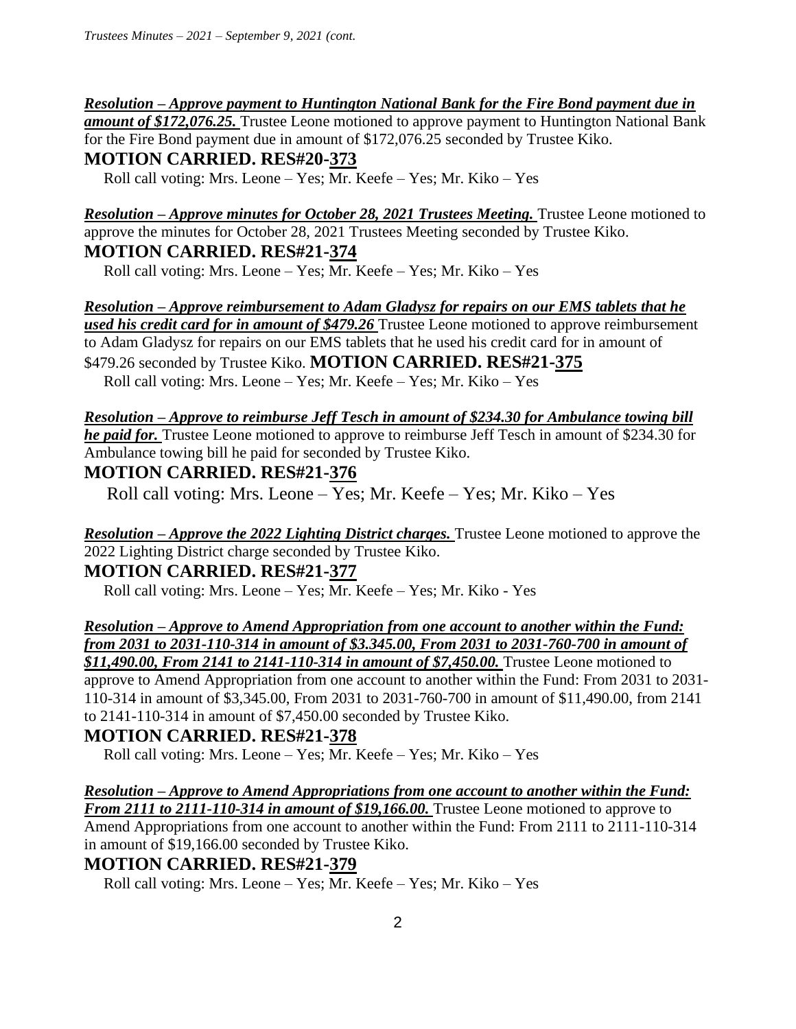***Resolution – Approve payment to Huntington National Bank for the Fire Bond payment due in amount of $172,076.25.*** Trustee Leone motioned to approve payment to Huntington National Bank for the Fire Bond payment due in amount of $172,076.25 seconded by Trustee Kiko.

**MOTION CARRIED. RES#20-373**

Roll call voting: Mrs. Leone – Yes; Mr. Keefe – Yes; Mr. Kiko – Yes

***Resolution – Approve minutes for October 28, 2021 Trustees Meeting.*** Trustee Leone motioned to approve the minutes for October 28, 2021 Trustees Meeting seconded by Trustee Kiko.

**MOTION CARRIED. RES#21-374**

Roll call voting: Mrs. Leone – Yes; Mr. Keefe – Yes; Mr. Kiko – Yes

***Resolution – Approve reimbursement to Adam Gladysz for repairs on our EMS tablets that he used his credit card for in amount of $479.26*** Trustee Leone motioned to approve reimbursement to Adam Gladysz for repairs on our EMS tablets that he used his credit card for in amount of $479.26 seconded by Trustee Kiko. **MOTION CARRIED. RES#21-375**

Roll call voting: Mrs. Leone – Yes; Mr. Keefe – Yes; Mr. Kiko – Yes

***Resolution – Approve to reimburse Jeff Tesch in amount of $234.30 for Ambulance towing bill he paid for.*** Trustee Leone motioned to approve to reimburse Jeff Tesch in amount of $234.30 for Ambulance towing bill he paid for seconded by Trustee Kiko.

**MOTION CARRIED. RES#21-376**

Roll call voting: Mrs. Leone – Yes; Mr. Keefe – Yes; Mr. Kiko – Yes

***Resolution – Approve the 2022 Lighting District charges.*** Trustee Leone motioned to approve the 2022 Lighting District charge seconded by Trustee Kiko.

**MOTION CARRIED. RES#21-377**

Roll call voting: Mrs. Leone – Yes; Mr. Keefe – Yes; Mr. Kiko - Yes

***Resolution – Approve to Amend Appropriation from one account to another within the Fund: from 2031 to 2031-110-314 in amount of $3.345.00, From 2031 to 2031-760-700 in amount of $11,490.00, From 2141 to 2141-110-314 in amount of $7,450.00.*** Trustee Leone motioned to approve to Amend Appropriation from one account to another within the Fund: From 2031 to 2031-110-314 in amount of $3,345.00, From 2031 to 2031-760-700 in amount of $11,490.00, from 2141 to 2141-110-314 in amount of $7,450.00 seconded by Trustee Kiko.

**MOTION CARRIED. RES#21-378**

Roll call voting: Mrs. Leone – Yes; Mr. Keefe – Yes; Mr. Kiko – Yes

***Resolution – Approve to Amend Appropriations from one account to another within the Fund: From 2111 to 2111-110-314 in amount of $19,166.00.*** Trustee Leone motioned to approve to Amend Appropriations from one account to another within the Fund: From 2111 to 2111-110-314 in amount of $19,166.00 seconded by Trustee Kiko.

**MOTION CARRIED. RES#21-379**

Roll call voting: Mrs. Leone – Yes; Mr. Keefe – Yes; Mr. Kiko – Yes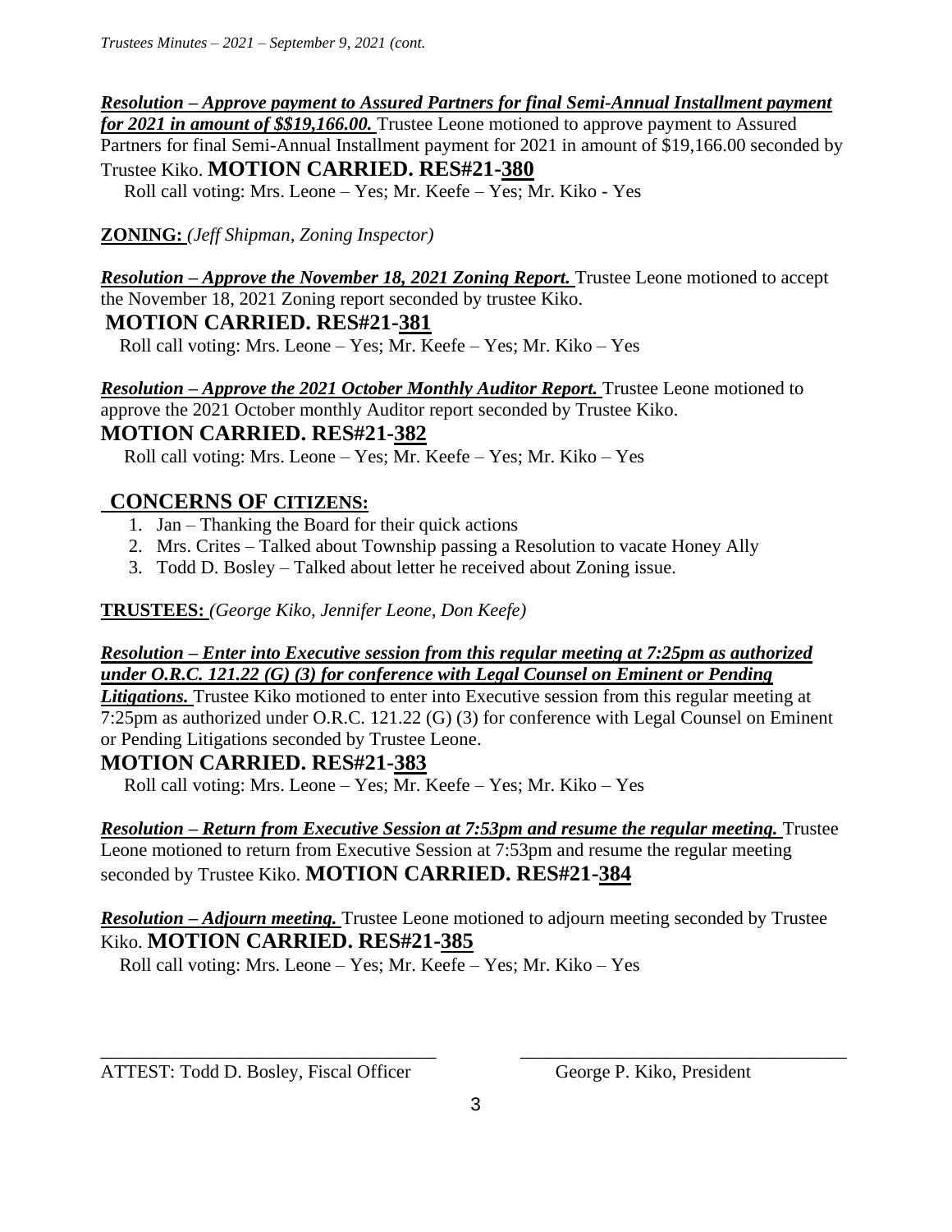***Resolution – Approve payment to Assured Partners for final Semi-Annual Installment payment for 2021 in amount of $$19,166.00.*** Trustee Leone motioned to approve payment to Assured Partners for final Semi-Annual Installment payment for 2021 in amount of $19,166.00 seconded by Trustee Kiko. **MOTION CARRIED. RES#21-380**

Roll call voting: Mrs. Leone – Yes; Mr. Keefe – Yes; Mr. Kiko - Yes

**ZONING:** *(Jeff Shipman, Zoning Inspector)*

***Resolution – Approve the November 18, 2021 Zoning Report.*** Trustee Leone motioned to accept the November 18, 2021 Zoning report seconded by trustee Kiko.

**MOTION CARRIED. RES#21-381**

Roll call voting: Mrs. Leone – Yes; Mr. Keefe – Yes; Mr. Kiko – Yes

***Resolution – Approve the 2021 October Monthly Auditor Report.*** Trustee Leone motioned to approve the 2021 October monthly Auditor report seconded by Trustee Kiko.

**MOTION CARRIED. RES#21-382**

Roll call voting: Mrs. Leone – Yes; Mr. Keefe – Yes; Mr. Kiko – Yes

## CONCERNS OF CITIZENS:

1. Jan – Thanking the Board for their quick actions
2. Mrs. Crites – Talked about Township passing a Resolution to vacate Honey Ally
3. Todd D. Bosley – Talked about letter he received about Zoning issue.

**TRUSTEES:** *(George Kiko, Jennifer Leone, Don Keefe)*

***Resolution – Enter into Executive session from this regular meeting at 7:25pm as authorized under O.R.C. 121.22 (G) (3) for conference with Legal Counsel on Eminent or Pending Litigations.*** Trustee Kiko motioned to enter into Executive session from this regular meeting at 7:25pm as authorized under O.R.C. 121.22 (G) (3) for conference with Legal Counsel on Eminent or Pending Litigations seconded by Trustee Leone.

**MOTION CARRIED. RES#21-383**

Roll call voting: Mrs. Leone – Yes; Mr. Keefe – Yes; Mr. Kiko – Yes

***Resolution – Return from Executive Session at 7:53pm and resume the regular meeting.*** Trustee Leone motioned to return from Executive Session at 7:53pm and resume the regular meeting seconded by Trustee Kiko. **MOTION CARRIED. RES#21-384**

***Resolution – Adjourn meeting.*** Trustee Leone motioned to adjourn meeting seconded by Trustee Kiko. **MOTION CARRIED. RES#21-385**

Roll call voting: Mrs. Leone – Yes; Mr. Keefe – Yes; Mr. Kiko – Yes

\_\_\_\_\_\_\_\_\_\_\_\_\_\_\_\_\_\_\_\_\_\_\_\_\_\_\_\_\_\_\_\_\_\_\_ \_\_\_\_\_\_\_\_\_\_\_\_\_\_\_\_\_\_\_\_\_\_\_\_\_\_\_\_\_\_\_\_\_\_\_

ATTEST: Todd D. Bosley, Fiscal Officer George P. Kiko, President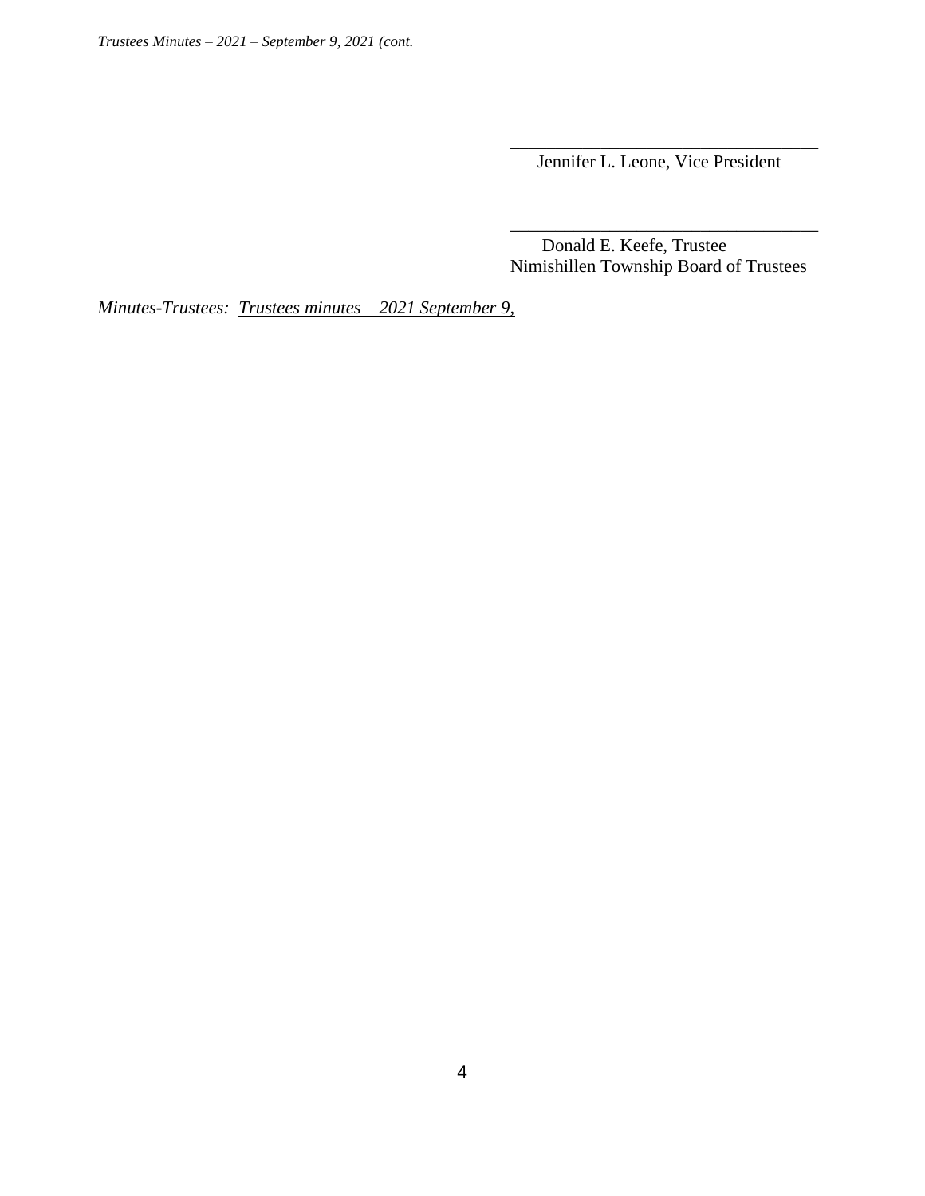\_\_\_\_\_\_\_\_\_\_\_\_\_\_\_\_\_\_\_\_\_\_\_\_\_\_\_\_\_\_\_\_\_\_\_

Jennifer L. Leone, Vice President

\_\_\_\_\_\_\_\_\_\_\_\_\_\_\_\_\_\_\_\_\_\_\_\_\_\_\_\_\_\_\_\_\_\_\_

Donald E. Keefe, Trustee
Nimishillen Township Board of Trustees

*Minutes-Trustees:* *Trustees minutes – 2021 September 9,*